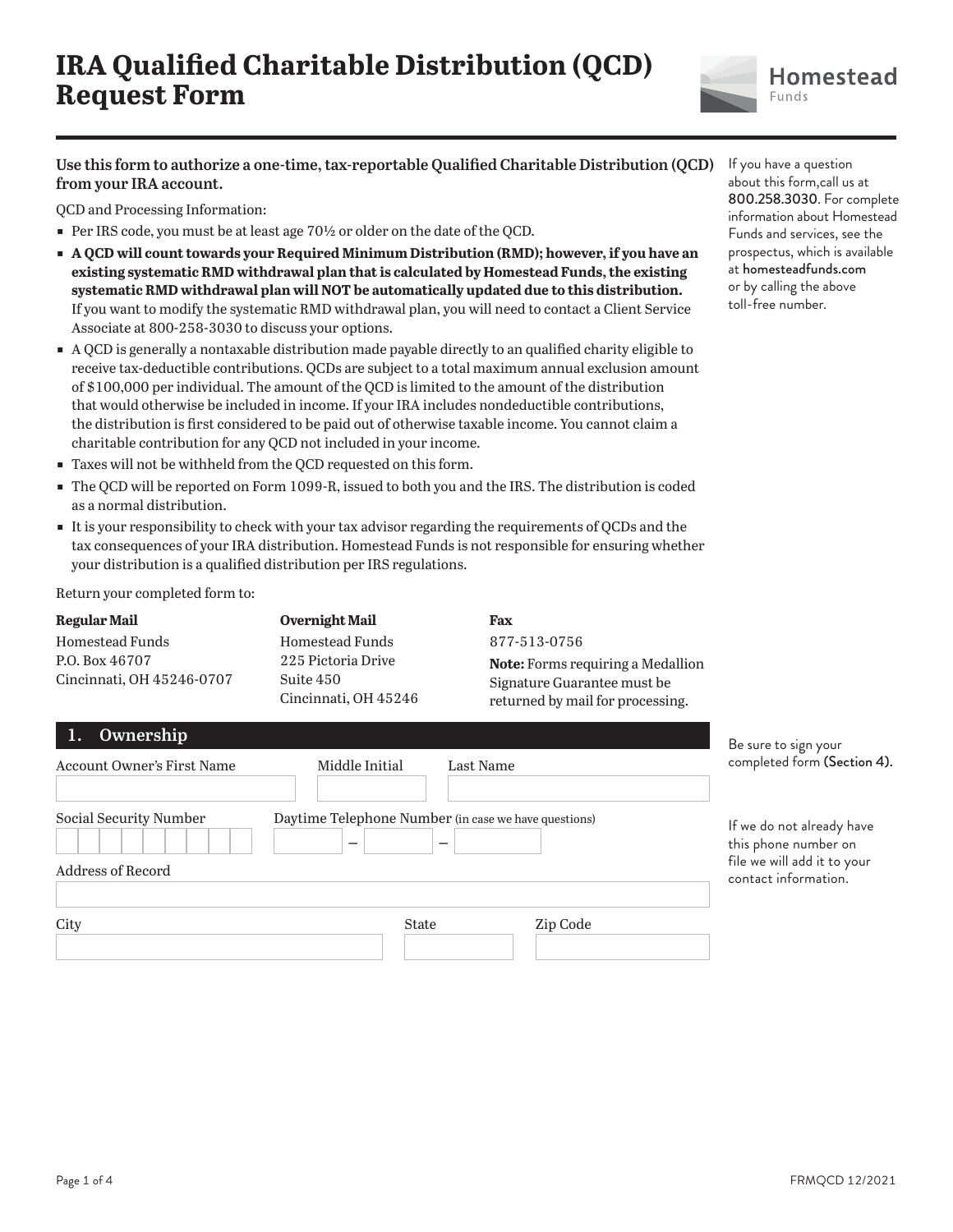# IRA Qualified Charitable Distribution (QCD) Request Form

Homestead Funds

**Use this form to authorize a one-time, tax-reportable Qualified Charitable Distribution (QCD) from your IRA account.**

QCD and Processing Information:

- Per IRS code, you must be at least age 70½ or older on the date of the QCD.
- **A QCD will count towards your Required Minimum Distribution (RMD); however, if you have an existing systematic RMD withdrawal plan that is calculated by Homestead Funds, the existing systematic RMD withdrawal plan will NOT be automatically updated due to this distribution.** If you want to modify the systematic RMD withdrawal plan, you will need to contact a Client Service Associate at 800-258-3030 to discuss your options.
- A QCD is generally a nontaxable distribution made payable directly to an qualified charity eligible to receive tax-deductible contributions. QCDs are subject to a total maximum annual exclusion amount of $100,000 per individual. The amount of the QCD is limited to the amount of the distribution that would otherwise be included in income. If your IRA includes nondeductible contributions, the distribution is first considered to be paid out of otherwise taxable income. You cannot claim a charitable contribution for any QCD not included in your income.
- Taxes will not be withheld from the QCD requested on this form.
- The QCD will be reported on Form 1099-R, issued to both you and the IRS. The distribution is coded as a normal distribution.
- It is your responsibility to check with your tax advisor regarding the requirements of QCDs and the tax consequences of your IRA distribution. Homestead Funds is not responsible for ensuring whether your distribution is a qualified distribution per IRS regulations.

If you have a question about this form,call us at 800.258.3030. For complete information about Homestead Funds and services, see the prospectus, which is available at homesteadfunds.com or by calling the above toll-free number.

Return your completed form to:

**Regular Mail**
Homestead Funds
P.O. Box 46707
Cincinnati, OH 45246-0707

**Overnight Mail**
Homestead Funds
225 Pictoria Drive
Suite 450
Cincinnati, OH 45246

**Fax**
877-513-0756
**Note:** Forms requiring a Medallion Signature Guarantee must be returned by mail for processing.

## 1. Ownership

Be sure to sign your completed form **(Section 4).**

Account Owner's First Name ______________ Middle Initial ______ Last Name ______________

Social Security Number ______________ Daytime Telephone Number (in case we have questions) ______ – ______ – ______

If we do not already have this phone number on file we will add it to your contact information.

Address of Record ______________

City ______________ State ______ Zip Code ______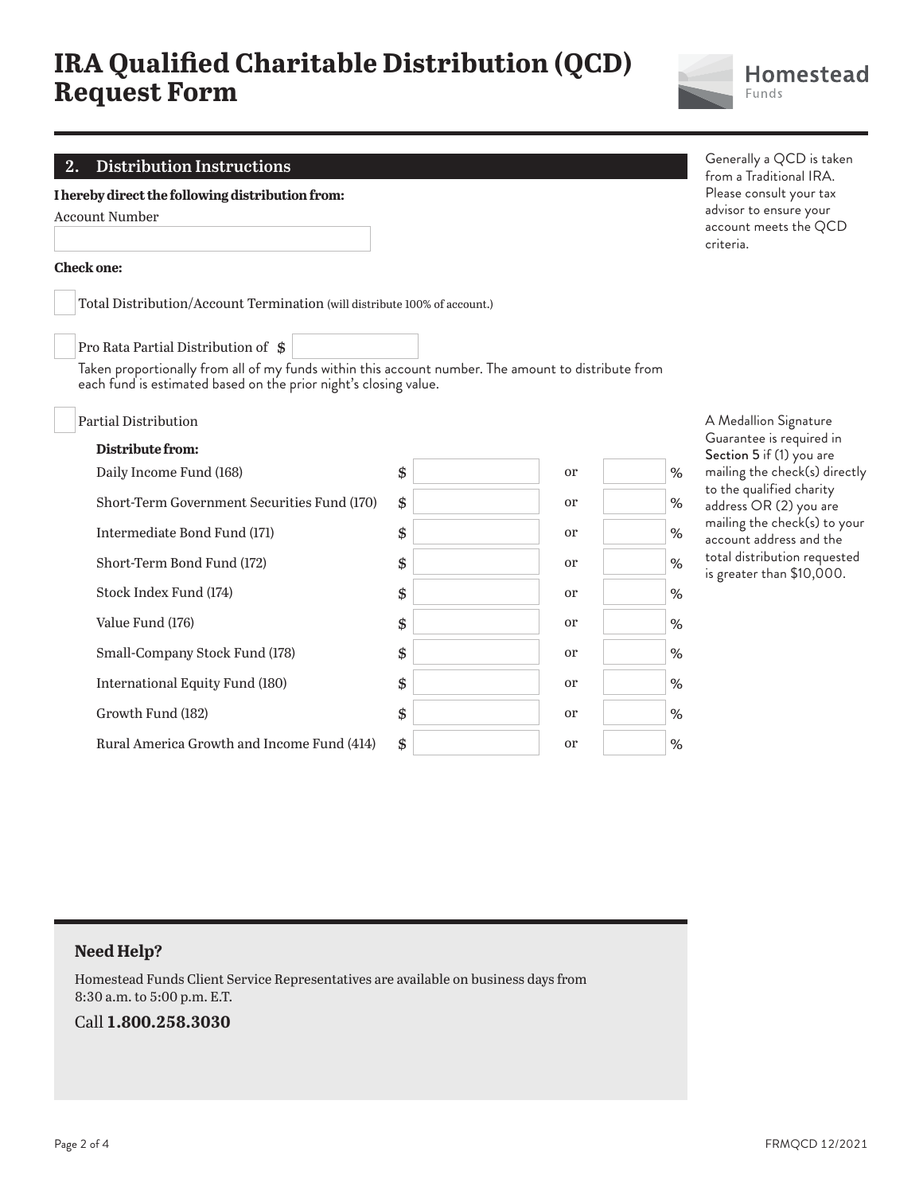# IRA Qualified Charitable Distribution (QCD) Request Form

## 2. Distribution Instructions

**I hereby direct the following distribution from:**

Account Number

_______________

**Check one:**

☐ Total Distribution/Account Termination (will distribute 100% of account.)

☐ Pro Rata Partial Distribution of $ _______________

Taken proportionally from all of my funds within this account number. The amount to distribute from each fund is estimated based on the prior night's closing value.

☐ Partial Distribution

**Distribute from:**

| Fund | $ | | % |
|---|---|---|---|
| Daily Income Fund (168) | $ | or | % |
| Short-Term Government Securities Fund (170) | $ | or | % |
| Intermediate Bond Fund (171) | $ | or | % |
| Short-Term Bond Fund (172) | $ | or | % |
| Stock Index Fund (174) | $ | or | % |
| Value Fund (176) | $ | or | % |
| Small-Company Stock Fund (178) | $ | or | % |
| International Equity Fund (180) | $ | or | % |
| Growth Fund (182) | $ | or | % |
| Rural America Growth and Income Fund (414) | $ | or | % |

Generally a QCD is taken from a Traditional IRA. Please consult your tax advisor to ensure your account meets the QCD criteria.

A Medallion Signature Guarantee is required in Section 5 if (1) you are mailing the check(s) directly to the qualified charity address OR (2) you are mailing the check(s) to your account address and the total distribution requested is greater than $10,000.

### Need Help?

Homestead Funds Client Service Representatives are available on business days from 8:30 a.m. to 5:00 p.m. E.T.

Call **1.800.258.3030**

FRMQCD 12/2021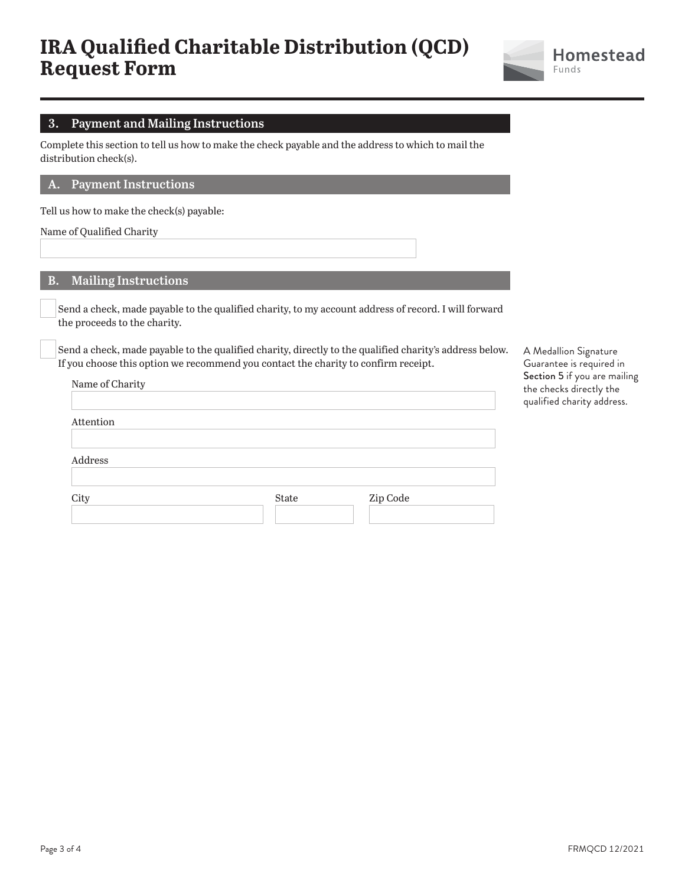# IRA Qualified Charitable Distribution (QCD) Request Form

Homestead Funds

## 3. Payment and Mailing Instructions

Complete this section to tell us how to make the check payable and the address to which to mail the distribution check(s).

### A. Payment Instructions

Tell us how to make the check(s) payable:

Name of Qualified Charity

______________________________

### B. Mailing Instructions

☐ Send a check, made payable to the qualified charity, to my account address of record. I will forward the proceeds to the charity.

☐ Send a check, made payable to the qualified charity, directly to the qualified charity's address below. If you choose this option we recommend you contact the charity to confirm receipt.

A Medallion Signature Guarantee is required in Section 5 if you are mailing the checks directly the qualified charity address.

Name of Charity

______________________________

Attention

______________________________

Address

______________________________

City ____________ State ____________ Zip Code ____________

FRMQCD 12/2021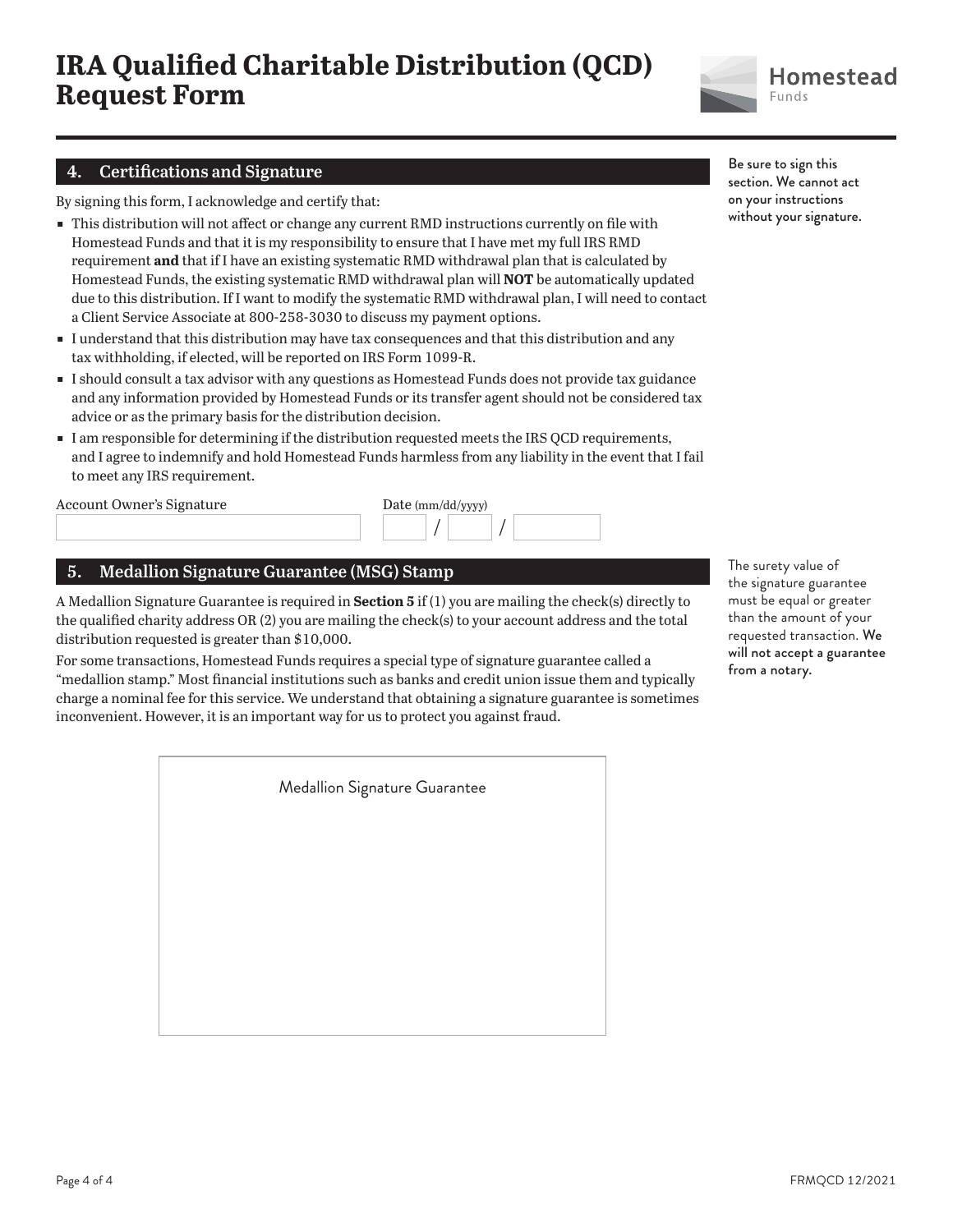# IRA Qualified Charitable Distribution (QCD) Request Form

## 4. Certifications and Signature

Be sure to sign this section. We cannot act on your instructions without your signature.

By signing this form, I acknowledge and certify that:

- This distribution will not affect or change any current RMD instructions currently on file with Homestead Funds and that it is my responsibility to ensure that I have met my full IRS RMD requirement **and** that if I have an existing systematic RMD withdrawal plan that is calculated by Homestead Funds, the existing systematic RMD withdrawal plan will **NOT** be automatically updated due to this distribution. If I want to modify the systematic RMD withdrawal plan, I will need to contact a Client Service Associate at 800-258-3030 to discuss my payment options.
- I understand that this distribution may have tax consequences and that this distribution and any tax withholding, if elected, will be reported on IRS Form 1099-R.
- I should consult a tax advisor with any questions as Homestead Funds does not provide tax guidance and any information provided by Homestead Funds or its transfer agent should not be considered tax advice or as the primary basis for the distribution decision.
- I am responsible for determining if the distribution requested meets the IRS QCD requirements, and I agree to indemnify and hold Homestead Funds harmless from any liability in the event that I fail to meet any IRS requirement.

Account Owner's Signature ____________________

Date (mm/dd/yyyy) ____ / ____ / ________

## 5. Medallion Signature Guarantee (MSG) Stamp

The surety value of the signature guarantee must be equal or greater than the amount of your requested transaction. We will not accept a guarantee from a notary.

A Medallion Signature Guarantee is required in **Section 5** if (1) you are mailing the check(s) directly to the qualified charity address OR (2) you are mailing the check(s) to your account address and the total distribution requested is greater than $10,000.

For some transactions, Homestead Funds requires a special type of signature guarantee called a "medallion stamp." Most financial institutions such as banks and credit union issue them and typically charge a nominal fee for this service. We understand that obtaining a signature guarantee is sometimes inconvenient. However, it is an important way for us to protect you against fraud.

Medallion Signature Guarantee

FRMQCD 12/2021